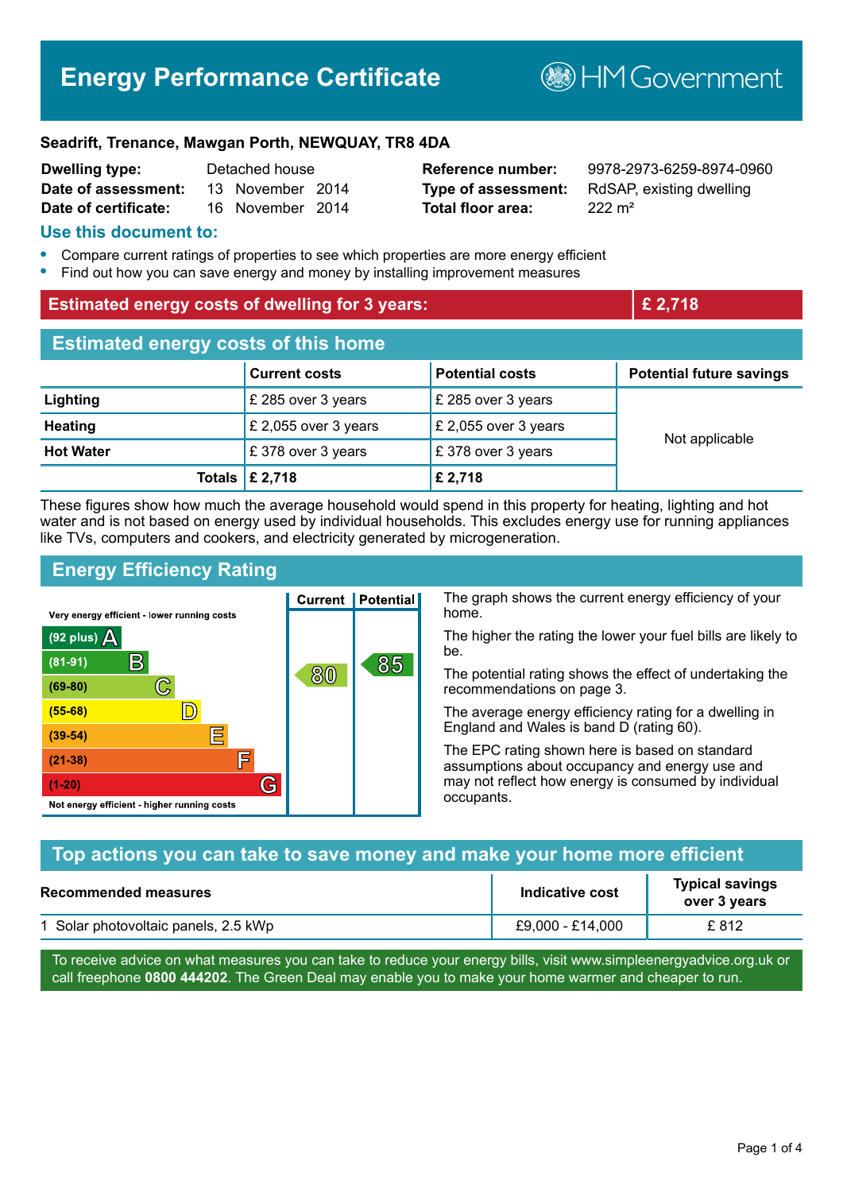# Energy Performance Certificate

HM Government

**Seadrift, Trenance, Mawgan Porth, NEWQUAY, TR8 4DA**

| | | | |
|---|---|---|---|
| **Dwelling type:** | Detached house | **Reference number:** | 9978-2973-6259-8974-0960 |
| **Date of assessment:** | 13 November 2014 | **Type of assessment:** | RdSAP, existing dwelling |
| **Date of certificate:** | 16 November 2014 | **Total floor area:** | 222 m² |

## Use this document to:

- Compare current ratings of properties to see which properties are more energy efficient
- Find out how you can save energy and money by installing improvement measures

| **Estimated energy costs of dwelling for 3 years:** | **£ 2,718** |
|---|---|

## Estimated energy costs of this home

| | Current costs | Potential costs | Potential future savings |
|---|---|---|---|
| **Lighting** | £ 285 over 3 years | £ 285 over 3 years | Not applicable |
| **Heating** | £ 2,055 over 3 years | £ 2,055 over 3 years | |
| **Hot Water** | £ 378 over 3 years | £ 378 over 3 years | |
| **Totals** | **£ 2,718** | **£ 2,718** | |

These figures show how much the average household would spend in this property for heating, lighting and hot water and is not based on energy used by individual households. This excludes energy use for running appliances like TVs, computers and cookers, and electricity generated by microgeneration.

## Energy Efficiency Rating

Very energy efficient - lower running costs

| Rating band | Current | Potential |
|---|---|---|
| (92 plus) A | | |
| (81-91) B | | 85 |
| (69-80) C | 80 | |
| (55-68) D | | |
| (39-54) E | | |
| (21-38) F | | |
| (1-20) G | | |

Not energy efficient - higher running costs

The graph shows the current energy efficiency of your home.

The higher the rating the lower your fuel bills are likely to be.

The potential rating shows the effect of undertaking the recommendations on page 3.

The average energy efficiency rating for a dwelling in England and Wales is band D (rating 60).

The EPC rating shown here is based on standard assumptions about occupancy and energy use and may not reflect how energy is consumed by individual occupants.

## Top actions you can take to save money and make your home more efficient

| Recommended measures | Indicative cost | Typical savings over 3 years |
|---|---|---|
| 1 Solar photovoltaic panels, 2.5 kWp | £9,000 - £14,000 | £ 812 |

To receive advice on what measures you can take to reduce your energy bills, visit www.simpleenergyadvice.org.uk or call freephone **0800 444202**. The Green Deal may enable you to make your home warmer and cheaper to run.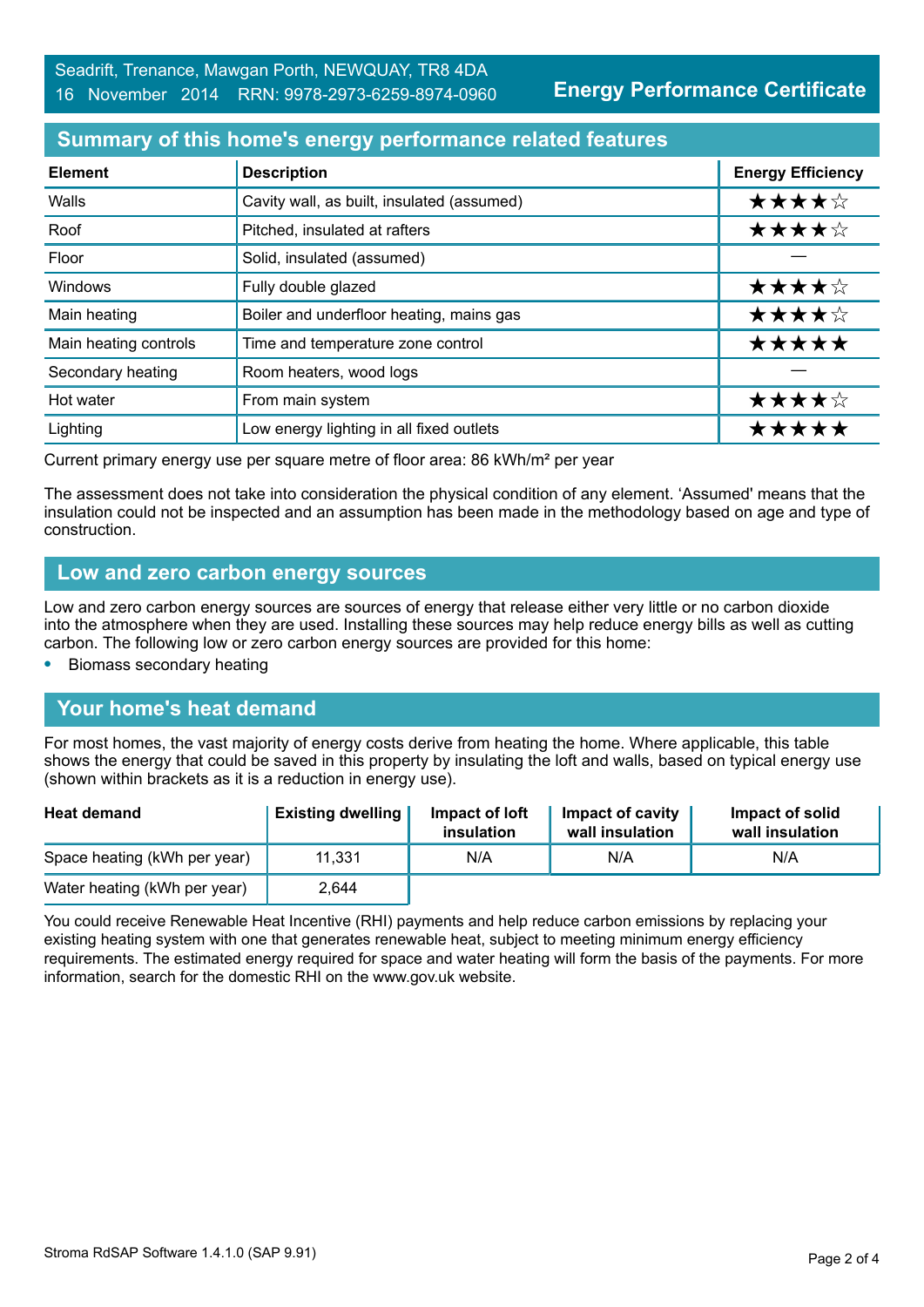Seadrift, Trenance, Mawgan Porth, NEWQUAY, TR8 4DA
16 November 2014 RRN: 9978-2973-6259-8974-0960

**Energy Performance Certificate**

## Summary of this home's energy performance related features

| Element | Description | Energy Efficiency |
|---|---|---|
| Walls | Cavity wall, as built, insulated (assumed) | ★★★★☆ |
| Roof | Pitched, insulated at rafters | ★★★★☆ |
| Floor | Solid, insulated (assumed) | — |
| Windows | Fully double glazed | ★★★★☆ |
| Main heating | Boiler and underfloor heating, mains gas | ★★★★☆ |
| Main heating controls | Time and temperature zone control | ★★★★★ |
| Secondary heating | Room heaters, wood logs | — |
| Hot water | From main system | ★★★★☆ |
| Lighting | Low energy lighting in all fixed outlets | ★★★★★ |

Current primary energy use per square metre of floor area: 86 kWh/m² per year

The assessment does not take into consideration the physical condition of any element. 'Assumed' means that the insulation could not be inspected and an assumption has been made in the methodology based on age and type of construction.

## Low and zero carbon energy sources

Low and zero carbon energy sources are sources of energy that release either very little or no carbon dioxide into the atmosphere when they are used. Installing these sources may help reduce energy bills as well as cutting carbon. The following low or zero carbon energy sources are provided for this home:

- Biomass secondary heating

## Your home's heat demand

For most homes, the vast majority of energy costs derive from heating the home. Where applicable, this table shows the energy that could be saved in this property by insulating the loft and walls, based on typical energy use (shown within brackets as it is a reduction in energy use).

| Heat demand | Existing dwelling | Impact of loft insulation | Impact of cavity wall insulation | Impact of solid wall insulation |
|---|---|---|---|---|
| Space heating (kWh per year) | 11,331 | N/A | N/A | N/A |
| Water heating (kWh per year) | 2,644 | | | |

You could receive Renewable Heat Incentive (RHI) payments and help reduce carbon emissions by replacing your existing heating system with one that generates renewable heat, subject to meeting minimum energy efficiency requirements. The estimated energy required for space and water heating will form the basis of the payments. For more information, search for the domestic RHI on the www.gov.uk website.

Stroma RdSAP Software 1.4.1.0 (SAP 9.91)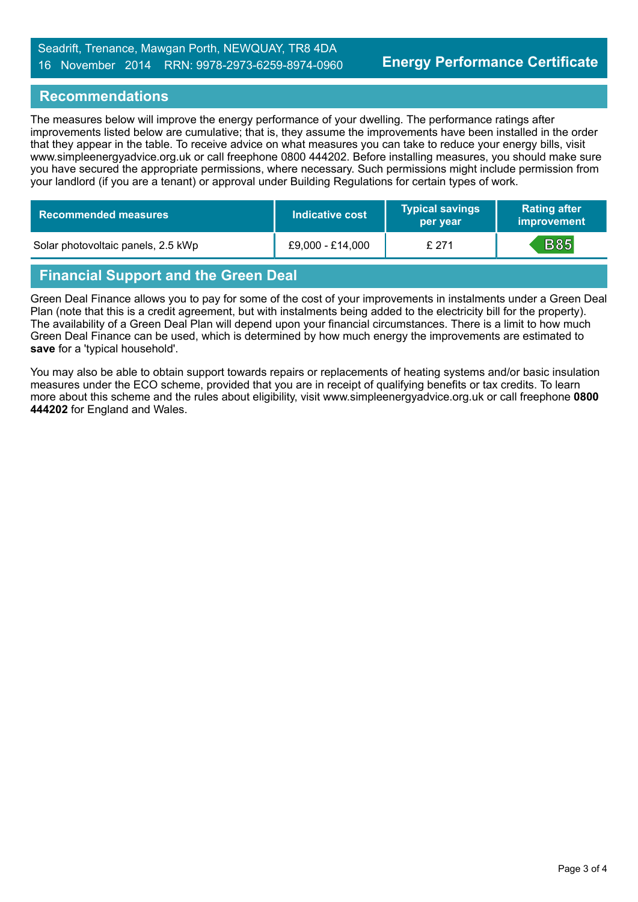## Recommendations

The measures below will improve the energy performance of your dwelling. The performance ratings after improvements listed below are cumulative; that is, they assume the improvements have been installed in the order that they appear in the table. To receive advice on what measures you can take to reduce your energy bills, visit www.simpleenergyadvice.org.uk or call freephone 0800 444202. Before installing measures, you should make sure you have secured the appropriate permissions, where necessary. Such permissions might include permission from your landlord (if you are a tenant) or approval under Building Regulations for certain types of work.

| Recommended measures | Indicative cost | Typical savings per year | Rating after improvement |
|---|---|---|---|
| Solar photovoltaic panels, 2.5 kWp | £9,000 - £14,000 | £ 271 | B85 |

## Financial Support and the Green Deal

Green Deal Finance allows you to pay for some of the cost of your improvements in instalments under a Green Deal Plan (note that this is a credit agreement, but with instalments being added to the electricity bill for the property). The availability of a Green Deal Plan will depend upon your financial circumstances. There is a limit to how much Green Deal Finance can be used, which is determined by how much energy the improvements are estimated to **save** for a 'typical household'.

You may also be able to obtain support towards repairs or replacements of heating systems and/or basic insulation measures under the ECO scheme, provided that you are in receipt of qualifying benefits or tax credits. To learn more about this scheme and the rules about eligibility, visit www.simpleenergyadvice.org.uk or call freephone **0800 444202** for England and Wales.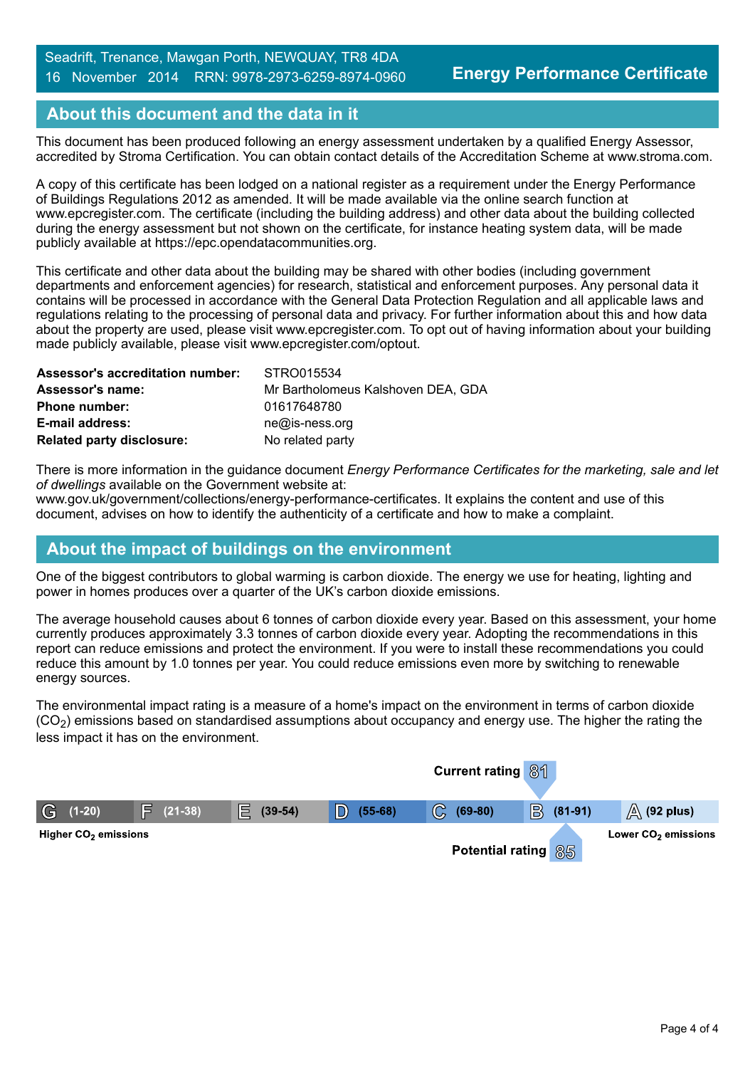Seadrift, Trenance, Mawgan Porth, NEWQUAY, TR8 4DA
16 November 2014 RRN: 9978-2973-6259-8974-0960

**Energy Performance Certificate**

## About this document and the data in it

This document has been produced following an energy assessment undertaken by a qualified Energy Assessor, accredited by Stroma Certification. You can obtain contact details of the Accreditation Scheme at www.stroma.com.

A copy of this certificate has been lodged on a national register as a requirement under the Energy Performance of Buildings Regulations 2012 as amended. It will be made available via the online search function at www.epcregister.com. The certificate (including the building address) and other data about the building collected during the energy assessment but not shown on the certificate, for instance heating system data, will be made publicly available at https://epc.opendatacommunities.org.

This certificate and other data about the building may be shared with other bodies (including government departments and enforcement agencies) for research, statistical and enforcement purposes. Any personal data it contains will be processed in accordance with the General Data Protection Regulation and all applicable laws and regulations relating to the processing of personal data and privacy. For further information about this and how data about the property are used, please visit www.epcregister.com. To opt out of having information about your building made publicly available, please visit www.epcregister.com/optout.

| | |
|---|---|
| **Assessor's accreditation number:** | STRO015534 |
| **Assessor's name:** | Mr Bartholomeus Kalshoven DEA, GDA |
| **Phone number:** | 01617648780 |
| **E-mail address:** | ne@is-ness.org |
| **Related party disclosure:** | No related party |

There is more information in the guidance document *Energy Performance Certificates for the marketing, sale and let of dwellings* available on the Government website at: www.gov.uk/government/collections/energy-performance-certificates. It explains the content and use of this document, advises on how to identify the authenticity of a certificate and how to make a complaint.

## About the impact of buildings on the environment

One of the biggest contributors to global warming is carbon dioxide. The energy we use for heating, lighting and power in homes produces over a quarter of the UK's carbon dioxide emissions.

The average household causes about 6 tonnes of carbon dioxide every year. Based on this assessment, your home currently produces approximately 3.3 tonnes of carbon dioxide every year. Adopting the recommendations in this report can reduce emissions and protect the environment. If you were to install these recommendations you could reduce this amount by 1.0 tonnes per year. You could reduce emissions even more by switching to renewable energy sources.

The environmental impact rating is a measure of a home's impact on the environment in terms of carbon dioxide ($CO_2$) emissions based on standardised assumptions about occupancy and energy use. The higher the rating the less impact it has on the environment.

Current rating 81

G (1-20)
F (21-38)
E (39-54)
D (55-68)
C (69-80)
B (81-91)
A (92 plus)

Higher $CO_2$ emissions
Lower $CO_2$ emissions

Potential rating 85